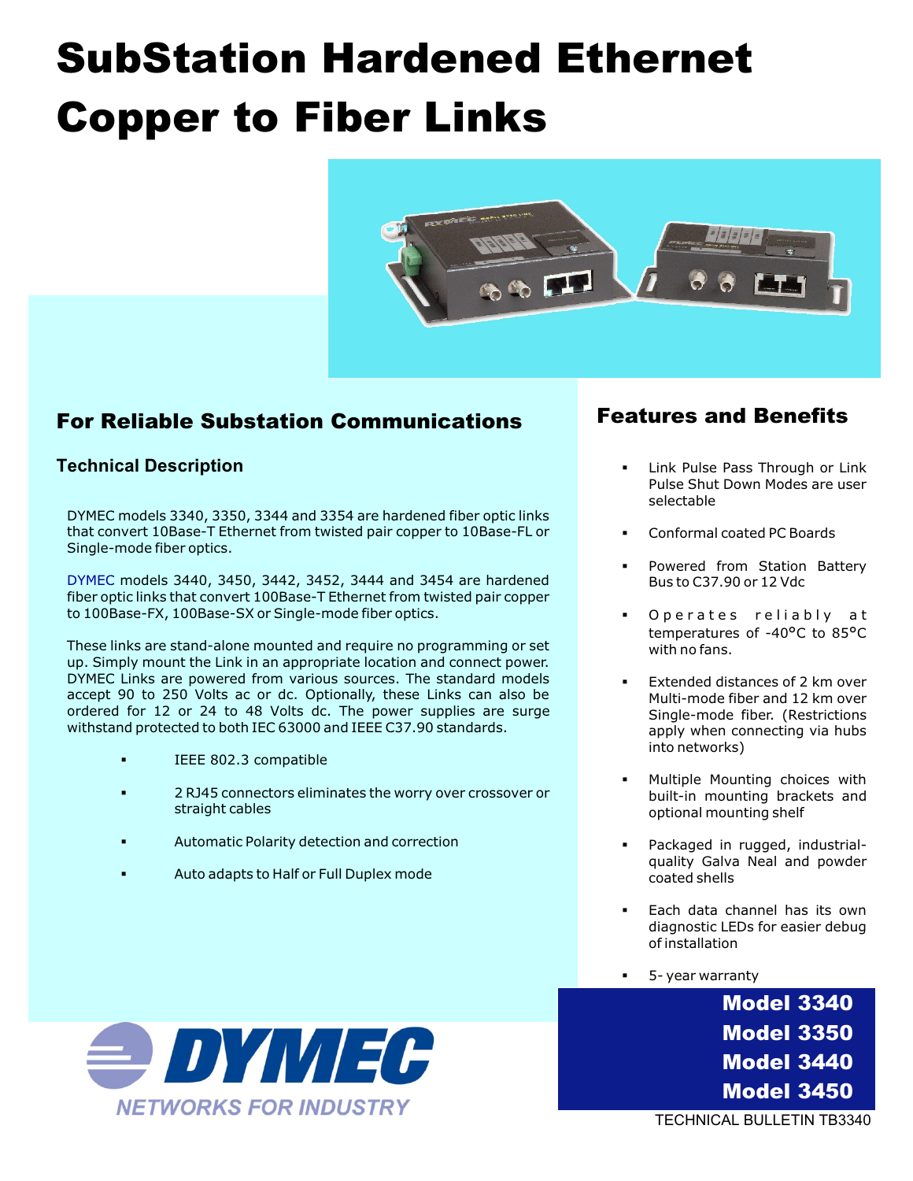# SubStation Hardened Ethernet Copper to Fiber Links

## For Reliable Substation Communications

### Technical Description

DYMEC models 3340, 3350, 3344 and 3354 are hardened fiber optic links that convert 10Base-T Ethernet from twisted pair copper to 10Base-FL or Single-mode fiber optics.

DYMEC models 3440, 3450, 3442, 3452, 3444 and 3454 are hardened fiber optic links that convert 100Base-T Ethernet from twisted pair copper to 100Base-FX, 100Base-SX or Single-mode fiber optics.

These links are stand-alone mounted and require no programming or set up. Simply mount the Link in an appropriate location and connect power. DYMEC Links are powered from various sources. The standard models accept 90 to 250 Volts ac or dc. Optionally, these Links can also be ordered for 12 or 24 to 48 Volts dc. The power supplies are surge withstand protected to both IEC 63000 and IEEE C37.90 standards.

- IEEE 802.3 compatible
- 2 RJ45 connectors eliminates the worry over crossover or straight cables
- Automatic Polarity detection and correction
- Auto adapts to Half or Full Duplex mode

## Features and Benefits

- Link Pulse Pass Through or Link Pulse Shut Down Modes are user selectable
- Conformal coated PC Boards
- Powered from Station Battery Bus to C37.90 or 12 Vdc
- Operates reliably at temperatures of -40°C to 85°C with no fans.
- Extended distances of 2 km over Multi-mode fiber and 12 km over Single-mode fiber. (Restrictions apply when connecting via hubs into networks)
- Multiple Mounting choices with built-in mounting brackets and optional mounting shelf
- Packaged in rugged, industrial-quality Galva Neal and powder coated shells
- Each data channel has its own diagnostic LEDs for easier debug of installation
- 5- year warranty

**Model 3340**
**Model 3350**
**Model 3440**
**Model 3450**

DYMEC
NETWORKS FOR INDUSTRY

TECHNICAL BULLETIN TB3340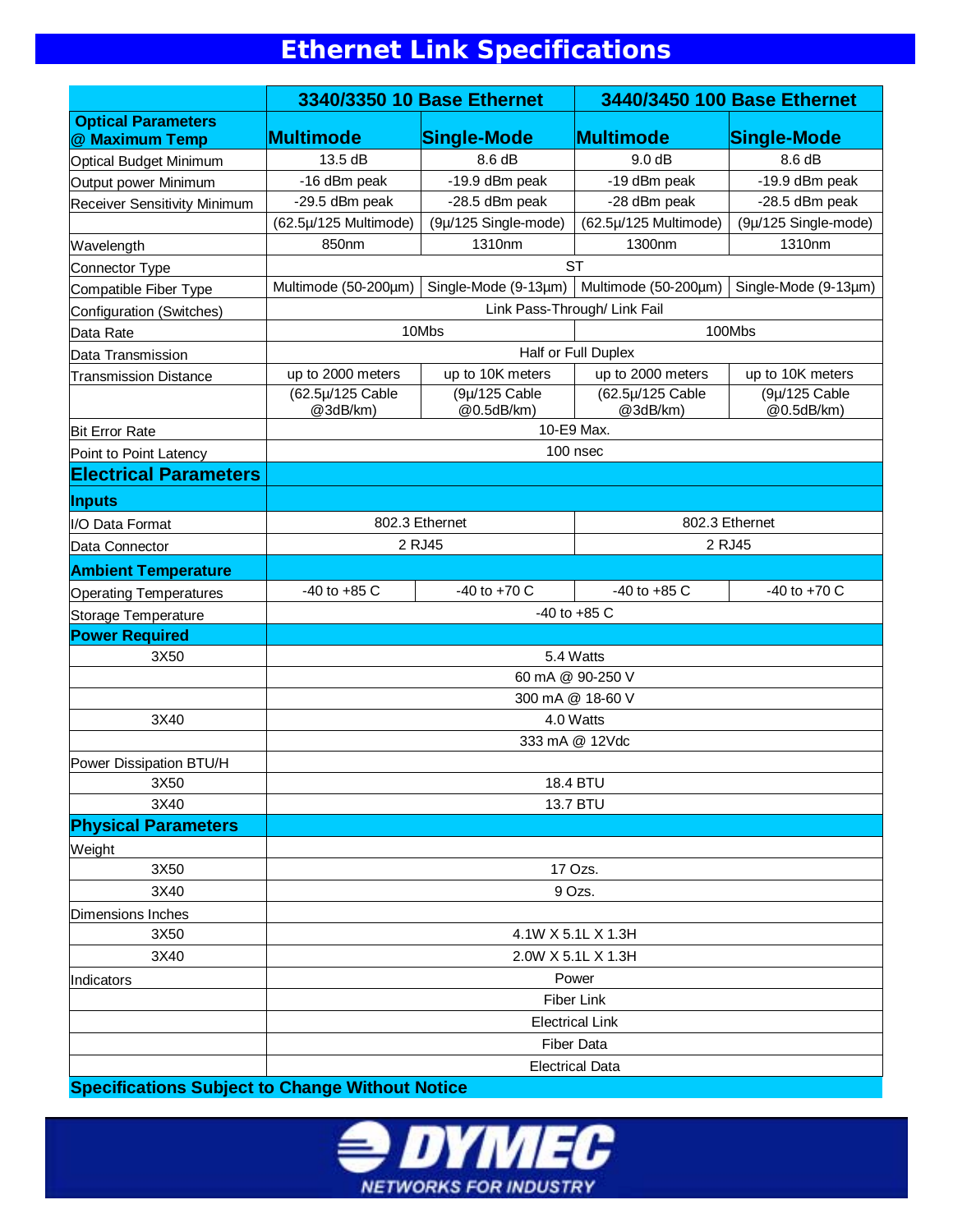# Ethernet Link Specifications

| | 3340/3350 10 Base Ethernet | | 3440/3450 100 Base Ethernet | |
|---|---|---|---|---|
| **Optical Parameters @ Maximum Temp** | **Multimode** | **Single-Mode** | **Multimode** | **Single-Mode** |
| Optical Budget Minimum | 13.5 dB | 8.6 dB | 9.0 dB | 8.6 dB |
| Output power Minimum | -16 dBm peak | -19.9 dBm peak | -19 dBm peak | -19.9 dBm peak |
| Receiver Sensitivity Minimum | -29.5 dBm peak | -28.5 dBm peak | -28 dBm peak | -28.5 dBm peak |
| | (62.5µ/125 Multimode) | (9µ/125 Single-mode) | (62.5µ/125 Multimode) | (9µ/125 Single-mode) |
| Wavelength | 850nm | 1310nm | 1300nm | 1310nm |
| Connector Type | ST | | | |
| Compatible Fiber Type | Multimode (50-200µm) | Single-Mode (9-13µm) | Multimode (50-200µm) | Single-Mode (9-13µm) |
| Configuration (Switches) | Link Pass-Through/ Link Fail | | | |
| Data Rate | 10Mbs | | 100Mbs | |
| Data Transmission | Half or Full Duplex | | | |
| Transmission Distance | up to 2000 meters | up to 10K meters | up to 2000 meters | up to 10K meters |
| | (62.5µ/125 Cable @3dB/km) | (9µ/125 Cable @0.5dB/km) | (62.5µ/125 Cable @3dB/km) | (9µ/125 Cable @0.5dB/km) |
| Bit Error Rate | 10-E9 Max. | | | |
| Point to Point Latency | 100 nsec | | | |
| **Electrical Parameters** | | | | |
| **Inputs** | | | | |
| I/O Data Format | 802.3 Ethernet | | 802.3 Ethernet | |
| Data Connector | 2 RJ45 | | 2 RJ45 | |
| **Ambient Temperature** | | | | |
| Operating Temperatures | -40 to +85 C | -40 to +70 C | -40 to +85 C | -40 to +70 C |
| Storage Temperature | -40 to +85 C | | | |
| **Power Required** | | | | |
| 3X50 | 5.4 Watts | | | |
| | 60 mA @ 90-250 V | | | |
| | 300 mA @ 18-60 V | | | |
| 3X40 | 4.0 Watts | | | |
| | 333 mA @ 12Vdc | | | |
| Power Dissipation BTU/H | | | | |
| 3X50 | 18.4 BTU | | | |
| 3X40 | 13.7 BTU | | | |
| **Physical Parameters** | | | | |
| Weight | | | | |
| 3X50 | 17 Ozs. | | | |
| 3X40 | 9 Ozs. | | | |
| Dimensions Inches | | | | |
| 3X50 | 4.1W X 5.1L X 1.3H | | | |
| 3X40 | 2.0W X 5.1L X 1.3H | | | |
| Indicators | Power | | | |
| | Fiber Link | | | |
| | Electrical Link | | | |
| | Fiber Data | | | |
| | Electrical Data | | | |

**Specifications Subject to Change Without Notice**

DYMEC
NETWORKS FOR INDUSTRY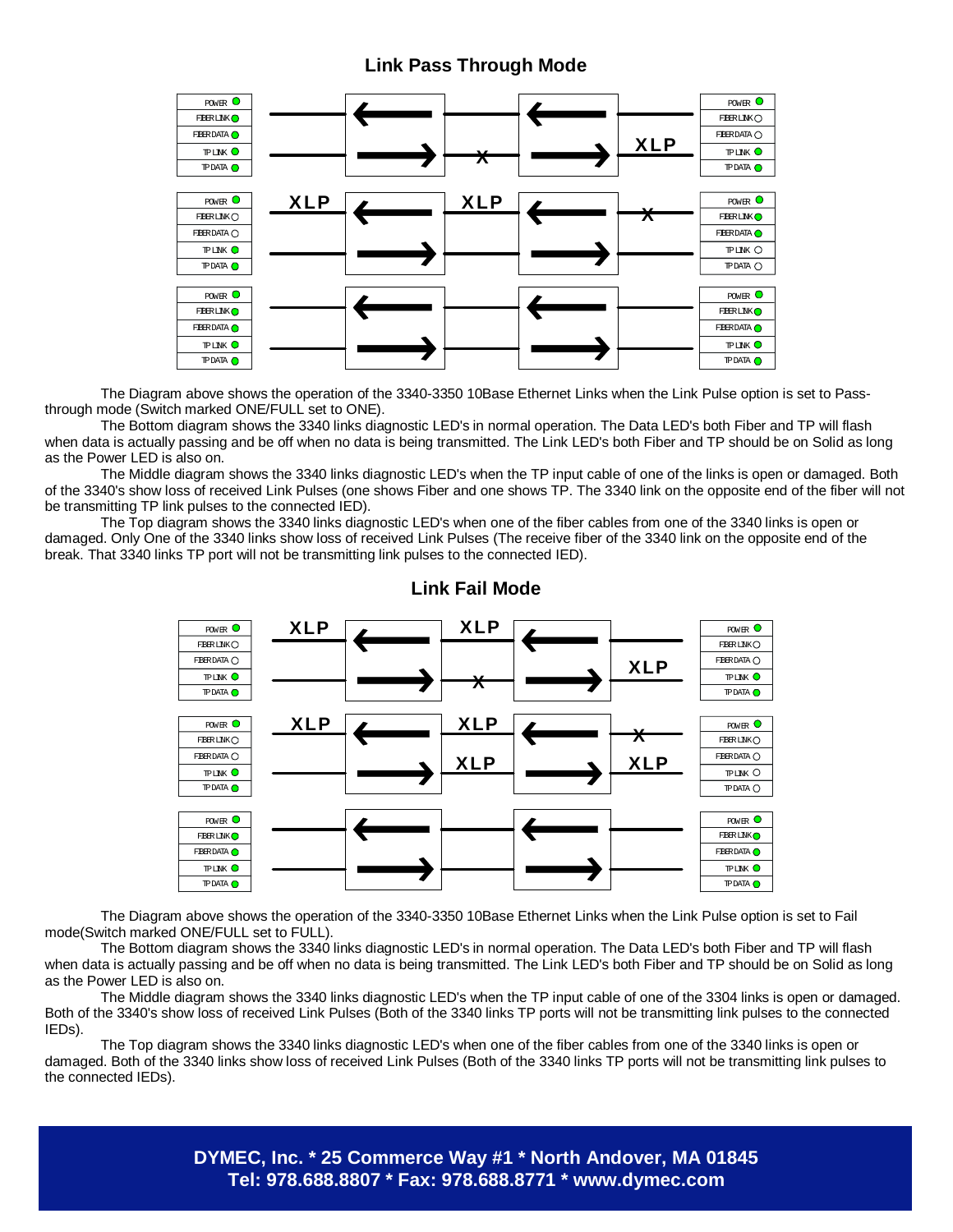## Link Pass Through Mode

The Diagram above shows the operation of the 3340-3350 10Base Ethernet Links when the Link Pulse option is set to Pass-through mode (Switch marked ONE/FULL set to ONE).

The Bottom diagram shows the 3340 links diagnostic LED's in normal operation. The Data LED's both Fiber and TP will flash when data is actually passing and be off when no data is being transmitted. The Link LED's both Fiber and TP should be on Solid as long as the Power LED is also on.

The Middle diagram shows the 3340 links diagnostic LED's when the TP input cable of one of the links is open or damaged. Both of the 3340's show loss of received Link Pulses (one shows Fiber and one shows TP. The 3340 link on the opposite end of the fiber will not be transmitting TP link pulses to the connected IED).

The Top diagram shows the 3340 links diagnostic LED's when one of the fiber cables from one of the 3340 links is open or damaged. Only One of the 3340 links show loss of received Link Pulses (The receive fiber of the 3340 link on the opposite end of the break. That 3340 links TP port will not be transmitting link pulses to the connected IED).

## Link Fail Mode

The Diagram above shows the operation of the 3340-3350 10Base Ethernet Links when the Link Pulse option is set to Fail mode(Switch marked ONE/FULL set to FULL).

The Bottom diagram shows the 3340 links diagnostic LED's in normal operation. The Data LED's both Fiber and TP will flash when data is actually passing and be off when no data is being transmitted. The Link LED's both Fiber and TP should be on Solid as long as the Power LED is also on.

The Middle diagram shows the 3340 links diagnostic LED's when the TP input cable of one of the 3304 links is open or damaged. Both of the 3340's show loss of received Link Pulses (Both of the 3340 links TP ports will not be transmitting link pulses to the connected IEDs).

The Top diagram shows the 3340 links diagnostic LED's when one of the fiber cables from one of the 3340 links is open or damaged. Both of the 3340 links show loss of received Link Pulses (Both of the 3340 links TP ports will not be transmitting link pulses to the connected IEDs).

**DYMEC, Inc. * 25 Commerce Way #1 * North Andover, MA 01845**
**Tel: 978.688.8807 * Fax: 978.688.8771 * www.dymec.com**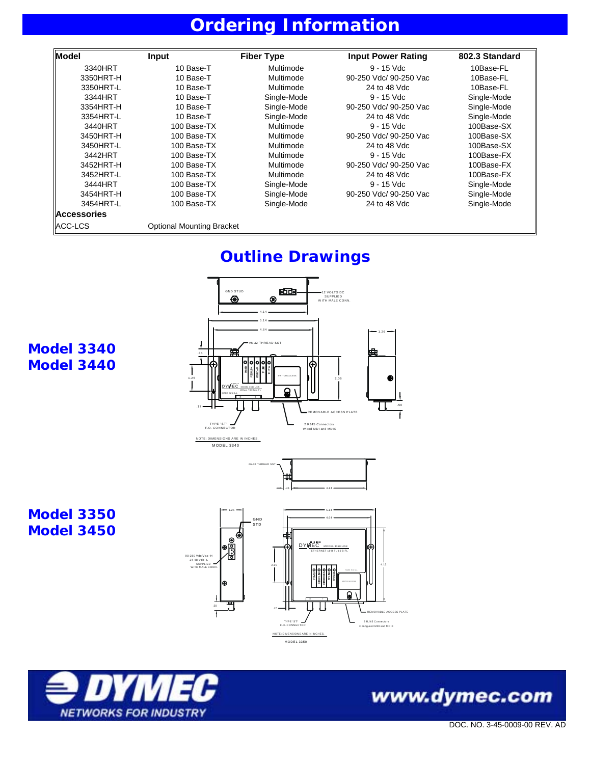# Ordering Information

| Model | Input | Fiber Type | Input Power Rating | 802.3 Standard |
|---|---|---|---|---|
| 3340HRT | 10 Base-T | Multimode | 9 - 15 Vdc | 10Base-FL |
| 3350HRT-H | 10 Base-T | Multimode | 90-250 Vdc/ 90-250 Vac | 10Base-FL |
| 3350HRT-L | 10 Base-T | Multimode | 24 to 48 Vdc | 10Base-FL |
| 3344HRT | 10 Base-T | Single-Mode | 9 - 15 Vdc | Single-Mode |
| 3354HRT-H | 10 Base-T | Single-Mode | 90-250 Vdc/ 90-250 Vac | Single-Mode |
| 3354HRT-L | 10 Base-T | Single-Mode | 24 to 48 Vdc | Single-Mode |
| 3440HRT | 100 Base-TX | Multimode | 9 - 15 Vdc | 100Base-SX |
| 3450HRT-H | 100 Base-TX | Multimode | 90-250 Vdc/ 90-250 Vac | 100Base-SX |
| 3450HRT-L | 100 Base-TX | Multimode | 24 to 48 Vdc | 100Base-SX |
| 3442HRT | 100 Base-TX | Multimode | 9 - 15 Vdc | 100Base-FX |
| 3452HRT-H | 100 Base-TX | Multimode | 90-250 Vdc/ 90-250 Vac | 100Base-FX |
| 3452HRT-L | 100 Base-TX | Multimode | 24 to 48 Vdc | 100Base-FX |
| 3444HRT | 100 Base-TX | Single-Mode | 9 - 15 Vdc | Single-Mode |
| 3454HRT-H | 100 Base-TX | Single-Mode | 90-250 Vdc/ 90-250 Vac | Single-Mode |
| 3454HRT-L | 100 Base-TX | Single-Mode | 24 to 48 Vdc | Single-Mode |
| **Accessories** | | | | |
| ACC-LCS | Optional Mounting Bracket | | | |

# Outline Drawings

## Model 3340
## Model 3440

GND STUD

12 VOLTS DC SUPPLIED WITH MALE CONN.

4.14

5.14

4.64

1.26

#6-32 THREAD SST

.34

1.25

2.06

SWITCH ACCESS

.17

.50

REMOVABLE ACCESS PLATE

TYPE "ST" F.O. CONNECTOR

2 RJ45 Connectors Wired MDI and MDIX

NOTE: DIMENSIONS ARE IN INCHES.

MODEL 3340

#6-32 THREAD SST

.46

4.14

## Model 3350
## Model 3450

1.25

GND STD

5.14

4.64

90-250 Vdc/Vac -H 24-48 Vdc -L SUPPLIED WITH MALE CONN.

2.00

4.12

.50

.17

REMOVABLE ACCESS PLATE

TYPE "ST" F.O. CONNECTOR

2 RJ45 Connectors Configured MDI and MDIX

NOTE: DIMENSIONS ARE IN INCHES.

MODEL 3350

DYMEC NETWORKS FOR INDUSTRY

www.dymec.com

DOC. NO. 3-45-0009-00 REV. AD